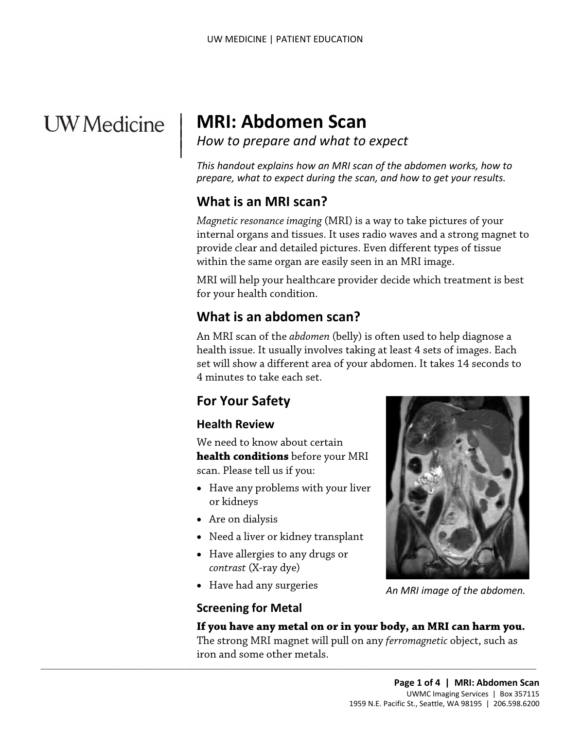UW Medicine

# MRI: Abdomen Scan

*How to prepare and what to expect*

*This handout explains how an MRI scan of the abdomen works, how to prepare, what to expect during the scan, and how to get your results.*

## What is an MRI scan?

*Magnetic resonance imaging* (MRI) is a way to take pictures of your internal organs and tissues. It uses radio waves and a strong magnet to provide clear and detailed pictures. Even different types of tissue within the same organ are easily seen in an MRI image.

MRI will help your healthcare provider decide which treatment is best for your health condition.

## What is an abdomen scan?

An MRI scan of the *abdomen* (belly) is often used to help diagnose a health issue. It usually involves taking at least 4 sets of images. Each set will show a different area of your abdomen. It takes 14 seconds to 4 minutes to take each set.

## For Your Safety

### Health Review

We need to know about certain **health conditions** before your MRI scan. Please tell us if you:

- Have any problems with your liver or kidneys
- Are on dialysis
- Need a liver or kidney transplant
- Have allergies to any drugs or *contrast* (X-ray dye)
- Have had any surgeries

*An MRI image of the abdomen.*

### Screening for Metal

**If you have any metal on or in your body, an MRI can harm you.** The strong MRI magnet will pull on any *ferromagnetic* object, such as iron and some other metals.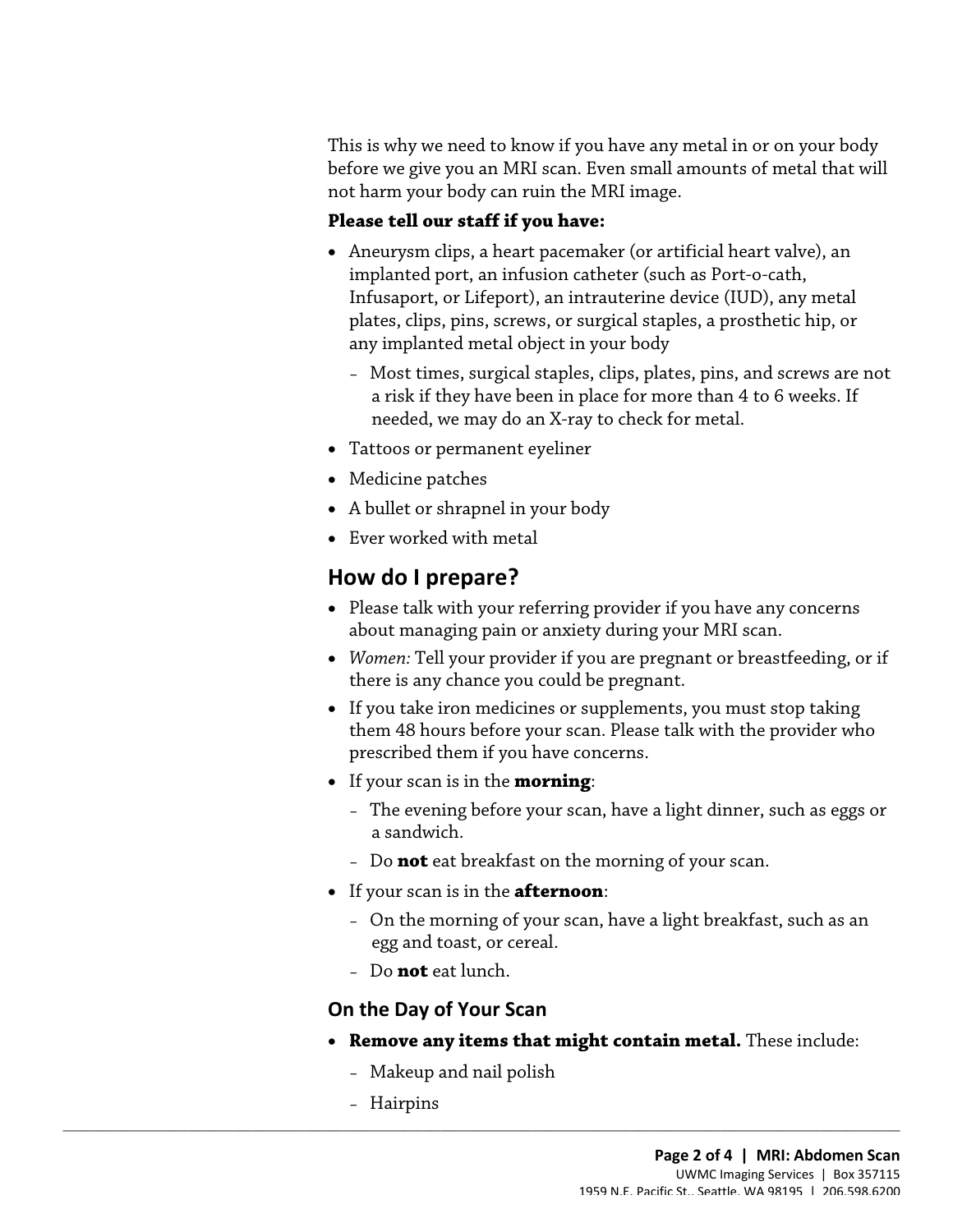This is why we need to know if you have any metal in or on your body before we give you an MRI scan. Even small amounts of metal that will not harm your body can ruin the MRI image.

**Please tell our staff if you have:**

- Aneurysm clips, a heart pacemaker (or artificial heart valve), an implanted port, an infusion catheter (such as Port-o-cath, Infusaport, or Lifeport), an intrauterine device (IUD), any metal plates, clips, pins, screws, or surgical staples, a prosthetic hip, or any implanted metal object in your body
  - Most times, surgical staples, clips, plates, pins, and screws are not a risk if they have been in place for more than 4 to 6 weeks. If needed, we may do an X-ray to check for metal.
- Tattoos or permanent eyeliner
- Medicine patches
- A bullet or shrapnel in your body
- Ever worked with metal

## How do I prepare?

- Please talk with your referring provider if you have any concerns about managing pain or anxiety during your MRI scan.
- *Women:* Tell your provider if you are pregnant or breastfeeding, or if there is any chance you could be pregnant.
- If you take iron medicines or supplements, you must stop taking them 48 hours before your scan. Please talk with the provider who prescribed them if you have concerns.
- If your scan is in the **morning**:
  - The evening before your scan, have a light dinner, such as eggs or a sandwich.
  - Do **not** eat breakfast on the morning of your scan.
- If your scan is in the **afternoon**:
  - On the morning of your scan, have a light breakfast, such as an egg and toast, or cereal.
  - Do **not** eat lunch.

### On the Day of Your Scan

- **Remove any items that might contain metal.** These include:
  - Makeup and nail polish
  - Hairpins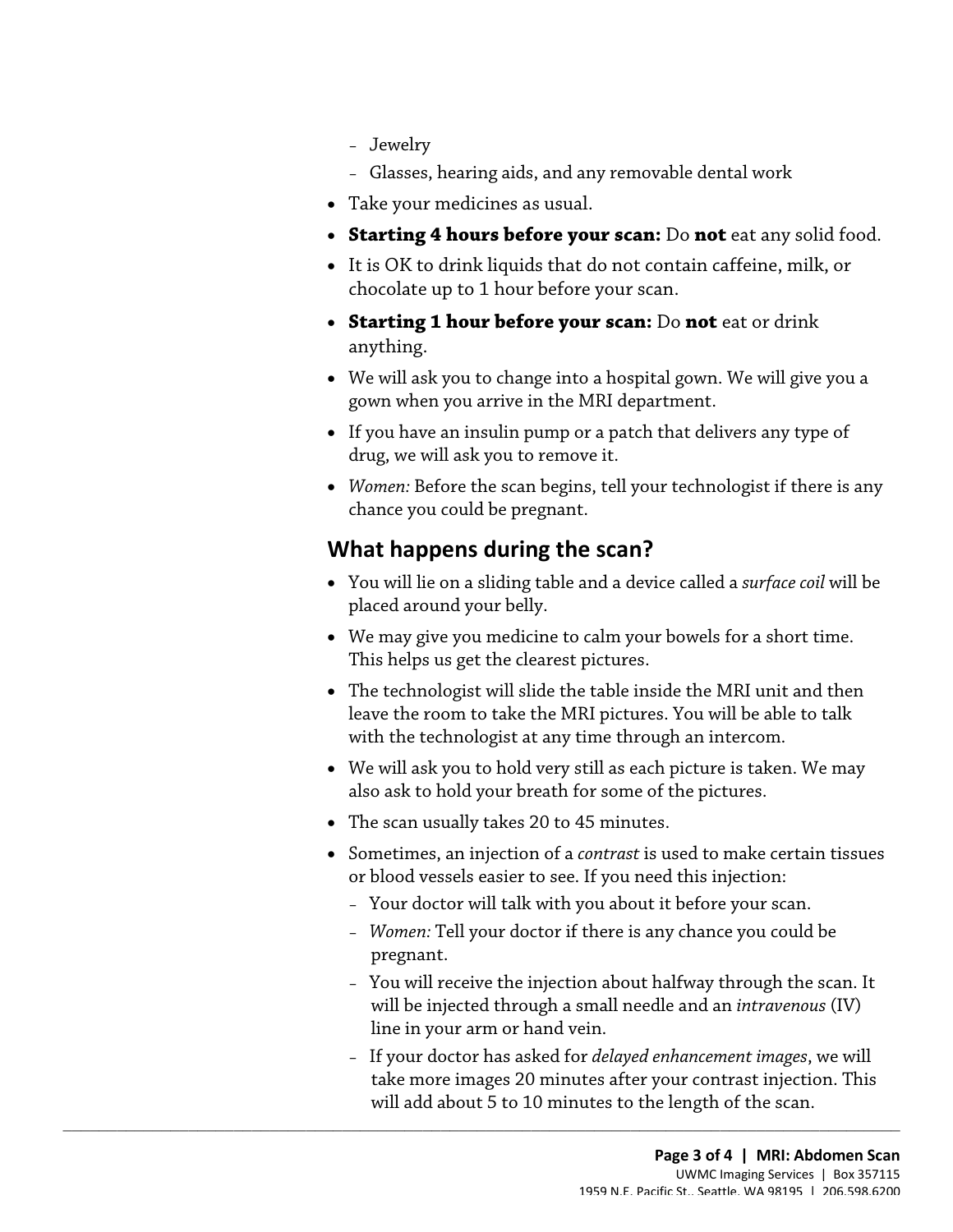- Jewelry
  - Glasses, hearing aids, and any removable dental work
- Take your medicines as usual.
- **Starting 4 hours before your scan:** Do **not** eat any solid food.
- It is OK to drink liquids that do not contain caffeine, milk, or chocolate up to 1 hour before your scan.
- **Starting 1 hour before your scan:** Do **not** eat or drink anything.
- We will ask you to change into a hospital gown. We will give you a gown when you arrive in the MRI department.
- If you have an insulin pump or a patch that delivers any type of drug, we will ask you to remove it.
- *Women:* Before the scan begins, tell your technologist if there is any chance you could be pregnant.

## What happens during the scan?

- You will lie on a sliding table and a device called a *surface coil* will be placed around your belly.
- We may give you medicine to calm your bowels for a short time. This helps us get the clearest pictures.
- The technologist will slide the table inside the MRI unit and then leave the room to take the MRI pictures. You will be able to talk with the technologist at any time through an intercom.
- We will ask you to hold very still as each picture is taken. We may also ask to hold your breath for some of the pictures.
- The scan usually takes 20 to 45 minutes.
- Sometimes, an injection of a *contrast* is used to make certain tissues or blood vessels easier to see. If you need this injection:
  - Your doctor will talk with you about it before your scan.
  - *Women:* Tell your doctor if there is any chance you could be pregnant.
  - You will receive the injection about halfway through the scan. It will be injected through a small needle and an *intravenous* (IV) line in your arm or hand vein.
  - If your doctor has asked for *delayed enhancement images*, we will take more images 20 minutes after your contrast injection. This will add about 5 to 10 minutes to the length of the scan.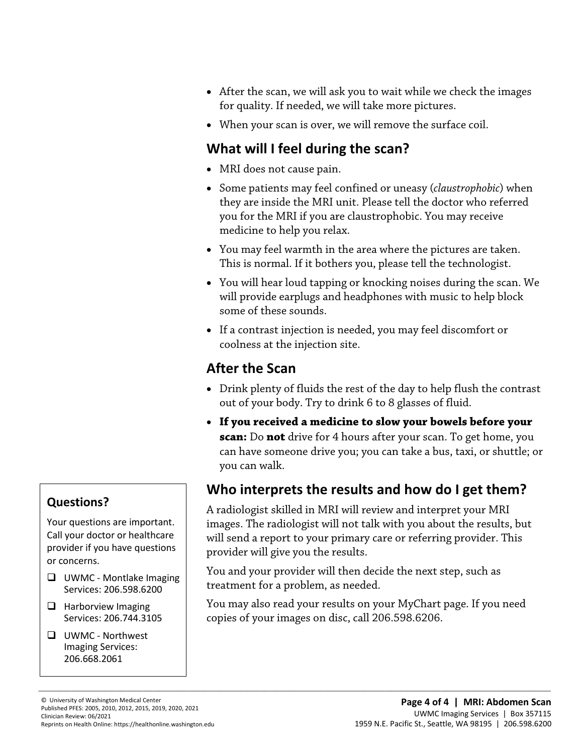- After the scan, we will ask you to wait while we check the images for quality. If needed, we will take more pictures.
- When your scan is over, we will remove the surface coil.

## What will I feel during the scan?

- MRI does not cause pain.
- Some patients may feel confined or uneasy (*claustrophobic*) when they are inside the MRI unit. Please tell the doctor who referred you for the MRI if you are claustrophobic. You may receive medicine to help you relax.
- You may feel warmth in the area where the pictures are taken. This is normal. If it bothers you, please tell the technologist.
- You will hear loud tapping or knocking noises during the scan. We will provide earplugs and headphones with music to help block some of these sounds.
- If a contrast injection is needed, you may feel discomfort or coolness at the injection site.

## After the Scan

- Drink plenty of fluids the rest of the day to help flush the contrast out of your body. Try to drink 6 to 8 glasses of fluid.
- **If you received a medicine to slow your bowels before your scan:** Do **not** drive for 4 hours after your scan. To get home, you can have someone drive you; you can take a bus, taxi, or shuttle; or you can walk.

## Who interprets the results and how do I get them?

A radiologist skilled in MRI will review and interpret your MRI images. The radiologist will not talk with you about the results, but will send a report to your primary care or referring provider. This provider will give you the results.

You and your provider will then decide the next step, such as treatment for a problem, as needed.

You may also read your results on your MyChart page. If you need copies of your images on disc, call 206.598.6206.

### Questions?

Your questions are important. Call your doctor or healthcare provider if you have questions or concerns.

- ❑ UWMC - Montlake Imaging Services: 206.598.6200
- ❑ Harborview Imaging Services: 206.744.3105
- ❑ UWMC - Northwest Imaging Services: 206.668.2061

© University of Washington Medical Center
Published PFES: 2005, 2010, 2012, 2015, 2019, 2020, 2021
Clinician Review: 06/2021
Reprints on Health Online: https://healthonline.washington.edu

UWMC Imaging Services | Box 357115
1959 N.E. Pacific St., Seattle, WA 98195 | 206.598.6200